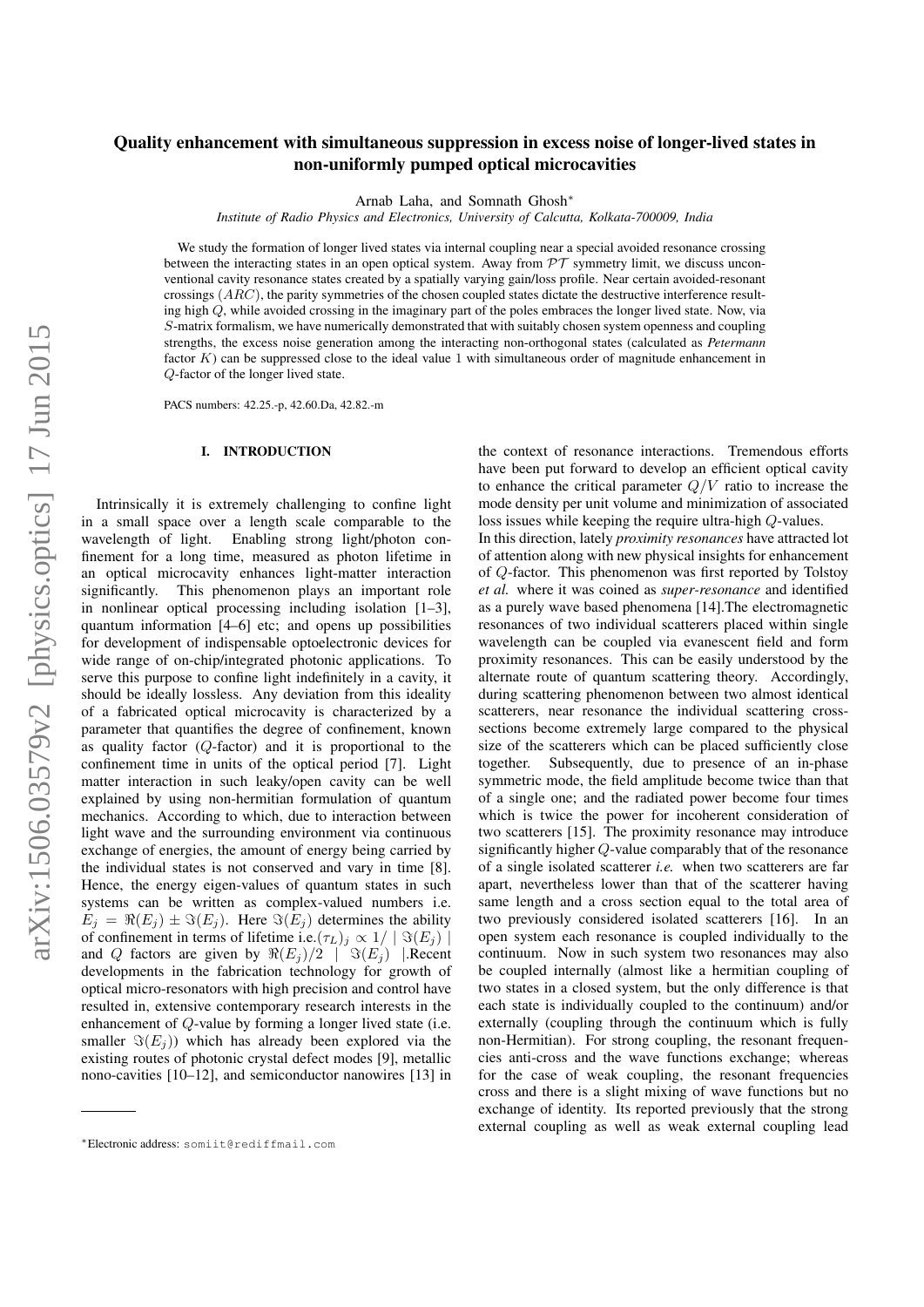# Quality enhancement with simultaneous suppression in excess noise of longer-lived states in non-uniformly pumped optical microcavities

Arnab Laha, and Somnath Ghosh*

*Institute of Radio Physics and Electronics, University of Calcutta, Kolkata-700009, India*

We study the formation of longer lived states via internal coupling near a special avoided resonance crossing between the interacting states in an open optical system. Away from $\mathcal{PT}$ symmetry limit, we discuss unconventional cavity resonance states created by a spatially varying gain/loss profile. Near certain avoided-resonant crossings ($ARC$), the parity symmetries of the chosen coupled states dictate the destructive interference resulting high $Q$, while avoided crossing in the imaginary part of the poles embraces the longer lived state. Now, via $S$-matrix formalism, we have numerically demonstrated that with suitably chosen system openness and coupling strengths, the excess noise generation among the interacting non-orthogonal states (calculated as *Petermann* factor $K$) can be suppressed close to the ideal value 1 with simultaneous order of magnitude enhancement in $Q$-factor of the longer lived state.

PACS numbers: 42.25.-p, 42.60.Da, 42.82.-m

## I. INTRODUCTION

Intrinsically it is extremely challenging to confine light in a small space over a length scale comparable to the wavelength of light. Enabling strong light/photon confinement for a long time, measured as photon lifetime in an optical microcavity enhances light-matter interaction significantly. This phenomenon plays an important role in nonlinear optical processing including isolation [1–3], quantum information [4–6] etc; and opens up possibilities for development of indispensable optoelectronic devices for wide range of on-chip/integrated photonic applications. To serve this purpose to confine light indefinitely in a cavity, it should be ideally lossless. Any deviation from this ideality of a fabricated optical microcavity is characterized by a parameter that quantifies the degree of confinement, known as quality factor ($Q$-factor) and it is proportional to the confinement time in units of the optical period [7]. Light matter interaction in such leaky/open cavity can be well explained by using non-hermitian formulation of quantum mechanics. According to which, due to interaction between light wave and the surrounding environment via continuous exchange of energies, the amount of energy being carried by the individual states is not conserved and vary in time [8]. Hence, the energy eigen-values of quantum states in such systems can be written as complex-valued numbers i.e. $E_j = \Re(E_j) \pm \Im(E_j)$. Here $\Im(E_j)$ determines the ability of confinement in terms of lifetime i.e.$(\tau_L)_j \propto 1/\mid \Im(E_j) \mid$ and $Q$ factors are given by $\Re(E_j)/2 \mid \Im(E_j) \mid$.Recent developments in the fabrication technology for growth of optical micro-resonators with high precision and control have resulted in, extensive contemporary research interests in the enhancement of $Q$-value by forming a longer lived state (i.e. smaller $\Im(E_j)$) which has already been explored via the existing routes of photonic crystal defect modes [9], metallic nono-cavities [10–12], and semiconductor nanowires [13] in the context of resonance interactions. Tremendous efforts have been put forward to develop an efficient optical cavity to enhance the critical parameter $Q/V$ ratio to increase the mode density per unit volume and minimization of associated loss issues while keeping the require ultra-high $Q$-values.

In this direction, lately *proximity resonances* have attracted lot of attention along with new physical insights for enhancement of $Q$-factor. This phenomenon was first reported by Tolstoy *et al.* where it was coined as *super-resonance* and identified as a purely wave based phenomena [14].The electromagnetic resonances of two individual scatterers placed within single wavelength can be coupled via evanescent field and form proximity resonances. This can be easily understood by the alternate route of quantum scattering theory. Accordingly, during scattering phenomenon between two almost identical scatterers, near resonance the individual scattering cross-sections become extremely large compared to the physical size of the scatterers which can be placed sufficiently close together. Subsequently, due to presence of an in-phase symmetric mode, the field amplitude become twice than that of a single one; and the radiated power become four times which is twice the power for incoherent consideration of two scatterers [15]. The proximity resonance may introduce significantly higher $Q$-value comparably that of the resonance of a single isolated scatterer *i.e.* when two scatterers are far apart, nevertheless lower than that of the scatterer having same length and a cross section equal to the total area of two previously considered isolated scatterers [16]. In an open system each resonance is coupled individually to the continuum. Now in such system two resonances may also be coupled internally (almost like a hermitian coupling of two states in a closed system, but the only difference is that each state is individually coupled to the continuum) and/or externally (coupling through the continuum which is fully non-Hermitian). For strong coupling, the resonant frequencies anti-cross and the wave functions exchange; whereas for the case of weak coupling, the resonant frequencies cross and there is a slight mixing of wave functions but no exchange of identity. Its reported previously that the strong external coupling as well as weak external coupling lead

*Electronic address: somiit@rediffmail.com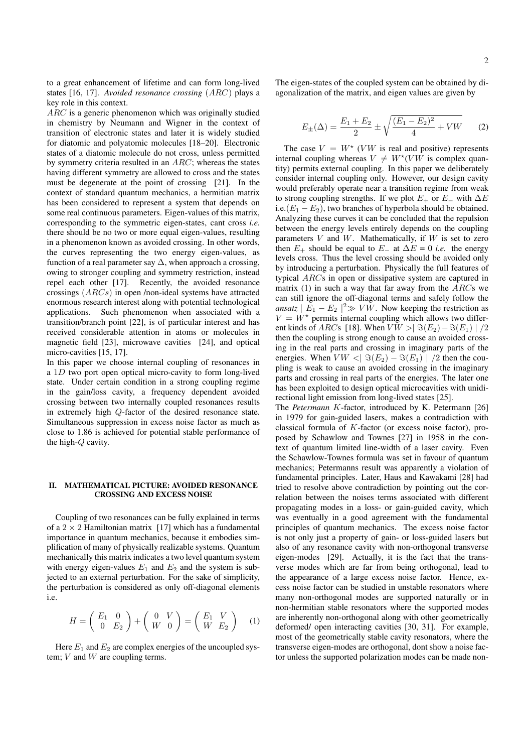to a great enhancement of lifetime and can form long-lived states [16, 17]. *Avoided resonance crossing* ($ARC$) plays a key role in this context.

$ARC$ is a generic phenomenon which was originally studied in chemistry by Neumann and Wigner in the context of transition of electronic states and later it is widely studied for diatomic and polyatomic molecules [18–20]. Electronic states of a diatomic molecule do not cross, unless permitted by symmetry criteria resulted in an $ARC$; whereas the states having different symmetry are allowed to cross and the states must be degenerate at the point of crossing [21]. In the context of standard quantum mechanics, a hermitian matrix has been considered to represent a system that depends on some real continuous parameters. Eigen-values of this matrix, corresponding to the symmetric eigen-states, cant cross *i.e.* there should be no two or more equal eigen-values, resulting in a phenomenon known as avoided crossing. In other words, the curves representing the two energy eigen-values, as function of a real parameter say $\Delta$, when approach a crossing, owing to stronger coupling and symmetry restriction, instead repel each other [17]. Recently, the avoided resonance crossings ($ARCs$) in open /non-ideal systems have attracted enormous research interest along with potential technological applications. Such phenomenon when associated with a transition/branch point [22], is of particular interest and has received considerable attention in atoms or molecules in magnetic field [23], microwave cavities [24], and optical micro-cavities [15, 17].

In this paper we choose internal coupling of resonances in a $1D$ two port open optical micro-cavity to form long-lived state. Under certain condition in a strong coupling regime in the gain/loss cavity, a frequency dependent avoided crossing between two internally coupled resonances results in extremely high $Q$-factor of the desired resonance state. Simultaneous suppression in excess noise factor as much as close to 1.86 is achieved for potential stable performance of the high-$Q$ cavity.

## II. MATHEMATICAL PICTURE: AVOIDED RESONANCE CROSSING AND EXCESS NOISE

Coupling of two resonances can be fully explained in terms of a $2 \times 2$ Hamiltonian matrix [17] which has a fundamental importance in quantum mechanics, because it embodies simplification of many of physically realizable systems. Quantum mechanically this matrix indicates a two level quantum system with energy eigen-values $E_1$ and $E_2$ and the system is subjected to an external perturbation. For the sake of simplicity, the perturbation is considered as only off-diagonal elements i.e.

$$H = \begin{pmatrix} E_1 & 0 \\ 0 & E_2 \end{pmatrix} + \begin{pmatrix} 0 & V \\ W & 0 \end{pmatrix} = \begin{pmatrix} E_1 & V \\ W & E_2 \end{pmatrix} \quad (1)$$

Here $E_1$ and $E_2$ are complex energies of the uncoupled system; $V$ and $W$ are coupling terms.

The eigen-states of the coupled system can be obtained by diagonalization of the matrix, and eigen values are given by

$$E_{\pm}(\Delta) = \frac{E_1 + E_2}{2} \pm \sqrt{\frac{(E_1 - E_2)^2}{4} + VW} \quad (2)$$

The case $V = W^\star$ ($VW$ is real and positive) represents internal coupling whereas $V \neq W^\star$($VW$ is complex quantity) permits external coupling. In this paper we deliberately consider internal coupling only. However, our design cavity would preferably operate near a transition regime from weak to strong coupling strengths. If we plot $E_+$ or $E_-$ with $\Delta E$ i.e.$(E_1 - E_2)$, two branches of hyperbola should be obtained. Analyzing these curves it can be concluded that the repulsion between the energy levels entirely depends on the coupling parameters $V$ and $W$. Mathematically, if $W$ is set to zero then $E_+$ should be equal to $E_-$ at $\Delta E$ = 0 *i.e.* the energy levels cross. Thus the level crossing should be avoided only by introducing a perturbation. Physically the full features of typical $ARC$s in open or dissipative system are captured in matrix (1) in such a way that far away from the $ARC$s we can still ignore the off-diagonal terms and safely follow the *ansatz* $\mid E_1 - E_2 \mid^2 \gg VW$. Now keeping the restriction as $V = W^\star$ permits internal coupling which allows two different kinds of $ARC$s [18]. When $VW > \mid \Im(E_2) - \Im(E_1) \mid /2$ then the coupling is strong enough to cause an avoided crossing in the real parts and crossing in imaginary parts of the energies. When $VW < \mid \Im(E_2) - \Im(E_1) \mid /2$ then the coupling is weak to cause an avoided crossing in the imaginary parts and crossing in real parts of the energies. The later one has been exploited to design optical microcavities with unidirectional light emission from long-lived states [25].

The *Petermann* $K$-factor, introduced by K. Petermann [26] in 1979 for gain-guided lasers, makes a contradiction with classical formula of $K$-factor (or excess noise factor), proposed by Schawlow and Townes [27] in 1958 in the context of quantum limited line-width of a laser cavity. Even the Schawlow-Townes formula was set in favour of quantum mechanics; Petermanns result was apparently a violation of fundamental principles. Later, Haus and Kawakami [28] had tried to resolve above contradiction by pointing out the correlation between the noises terms associated with different propagating modes in a loss- or gain-guided cavity, which was eventually in a good agreement with the fundamental principles of quantum mechanics. The excess noise factor is not only just a property of gain- or loss-guided lasers but also of any resonance cavity with non-orthogonal transverse eigen-modes [29]. Actually, it is the fact that the transverse modes which are far from being orthogonal, lead to the appearance of a large excess noise factor. Hence, excess noise factor can be studied in unstable resonators where many non-orthogonal modes are supported naturally or in non-hermitian stable resonators where the supported modes are inherently non-orthogonal along with other geometrically deformed/ open interacting cavities [30, 31]. For example, most of the geometrically stable cavity resonators, where the transverse eigen-modes are orthogonal, dont show a noise factor unless the supported polarization modes can be made non-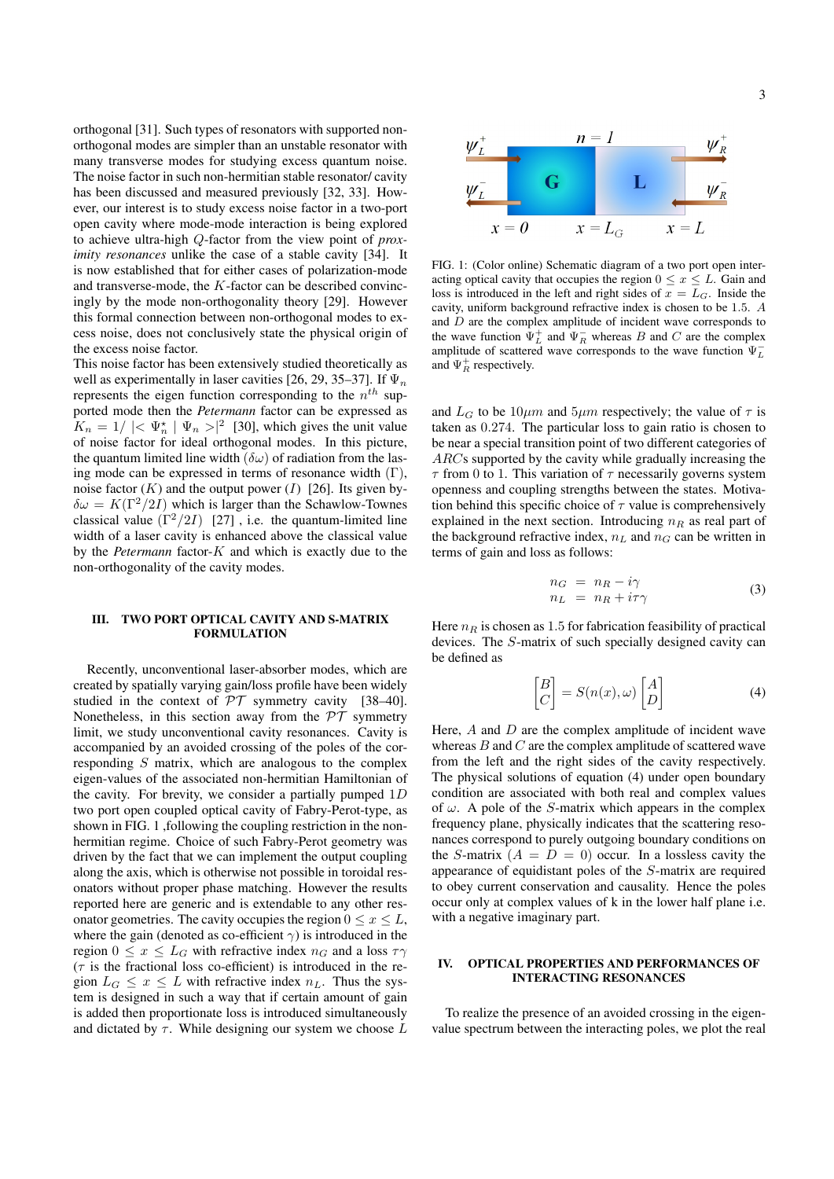orthogonal [31]. Such types of resonators with supported non-orthogonal modes are simpler than an unstable resonator with many transverse modes for studying excess quantum noise. The noise factor in such non-hermitian stable resonator/ cavity has been discussed and measured previously [32, 33]. However, our interest is to study excess noise factor in a two-port open cavity where mode-mode interaction is being explored to achieve ultra-high $Q$-factor from the view point of *proximity resonances* unlike the case of a stable cavity [34]. It is now established that for either cases of polarization-mode and transverse-mode, the $K$-factor can be described convincingly by the mode non-orthogonality theory [29]. However this formal connection between non-orthogonal modes to excess noise, does not conclusively state the physical origin of the excess noise factor.

This noise factor has been extensively studied theoretically as well as experimentally in laser cavities [26, 29, 35–37]. If $\Psi_n$ represents the eigen function corresponding to the $n^{th}$ supported mode then the *Petermann* factor can be expressed as $K_n = 1/ |< \Psi_n^{\star} \mid \Psi_n >|^2$ [30], which gives the unit value of noise factor for ideal orthogonal modes. In this picture, the quantum limited line width ($\delta\omega$) of radiation from the lasing mode can be expressed in terms of resonance width ($\Gamma$), noise factor ($K$) and the output power ($I$) [26]. Its given by- $\delta\omega = K(\Gamma^2/2I)$ which is larger than the Schawlow-Townes classical value ($\Gamma^2/2I$) [27] , i.e. the quantum-limited line width of a laser cavity is enhanced above the classical value by the *Petermann* factor-$K$ and which is exactly due to the non-orthogonality of the cavity modes.

## III. TWO PORT OPTICAL CAVITY AND S-MATRIX FORMULATION

Recently, unconventional laser-absorber modes, which are created by spatially varying gain/loss profile have been widely studied in the context of $\mathcal{PT}$ symmetry cavity [38–40]. Nonetheless, in this section away from the $\mathcal{PT}$ symmetry limit, we study unconventional cavity resonances. Cavity is accompanied by an avoided crossing of the poles of the corresponding $S$ matrix, which are analogous to the complex eigen-values of the associated non-hermitian Hamiltonian of the cavity. For brevity, we consider a partially pumped $1D$ two port open coupled optical cavity of Fabry-Perot-type, as shown in FIG. 1 ,following the coupling restriction in the non-hermitian regime. Choice of such Fabry-Perot geometry was driven by the fact that we can implement the output coupling along the axis, which is otherwise not possible in toroidal resonators without proper phase matching. However the results reported here are generic and is extendable to any other resonator geometries. The cavity occupies the region $0 \leq x \leq L$, where the gain (denoted as co-efficient $\gamma$) is introduced in the region $0 \leq x \leq L_G$ with refractive index $n_G$ and a loss $\tau\gamma$ ($\tau$ is the fractional loss co-efficient) is introduced in the region $L_G \leq x \leq L$ with refractive index $n_L$. Thus the system is designed in such a way that if certain amount of gain is added then proportionate loss is introduced simultaneously and dictated by $\tau$. While designing our system we choose $L$ and $L_G$ to be $10\mu m$ and $5\mu m$ respectively; the value of $\tau$ is taken as $0.274$. The particular loss to gain ratio is chosen to be near a special transition point of two different categories of $ARC$s supported by the cavity while gradually increasing the $\tau$ from 0 to 1. This variation of $\tau$ necessarily governs system openness and coupling strengths between the states. Motivation behind this specific choice of $\tau$ value is comprehensively explained in the next section. Introducing $n_R$ as real part of the background refractive index, $n_L$ and $n_G$ can be written in terms of gain and loss as follows:

$$
\begin{aligned}
n_G &= n_R - i\gamma \\
n_L &= n_R + i\tau\gamma
\end{aligned}
\tag{3}
$$

Here $n_R$ is chosen as $1.5$ for fabrication feasibility of practical devices. The $S$-matrix of such specially designed cavity can be defined as

$$
\begin{bmatrix} B \\ C \end{bmatrix} = S(n(x), \omega) \begin{bmatrix} A \\ D \end{bmatrix}
\tag{4}
$$

Here, $A$ and $D$ are the complex amplitude of incident wave whereas $B$ and $C$ are the complex amplitude of scattered wave from the left and the right sides of the cavity respectively. The physical solutions of equation (4) under open boundary condition are associated with both real and complex values of $\omega$. A pole of the $S$-matrix which appears in the complex frequency plane, physically indicates that the scattering resonances correspond to purely outgoing boundary conditions on the $S$-matrix ($A = D = 0$) occur. In a lossless cavity the appearance of equidistant poles of the $S$-matrix are required to obey current conservation and causality. Hence the poles occur only at complex values of k in the lower half plane i.e. with a negative imaginary part.

FIG. 1: (Color online) Schematic diagram of a two port open interacting optical cavity that occupies the region $0 \leq x \leq L$. Gain and loss is introduced in the left and right sides of $x = L_G$. Inside the cavity, uniform background refractive index is chosen to be $1.5$. $A$ and $D$ are the complex amplitude of incident wave corresponds to the wave function $\Psi_L^+$ and $\Psi_R^-$ whereas $B$ and $C$ are the complex amplitude of scattered wave corresponds to the wave function $\Psi_L^-$ and $\Psi_R^+$ respectively.

## IV. OPTICAL PROPERTIES AND PERFORMANCES OF INTERACTING RESONANCES

To realize the presence of an avoided crossing in the eigenvalue spectrum between the interacting poles, we plot the real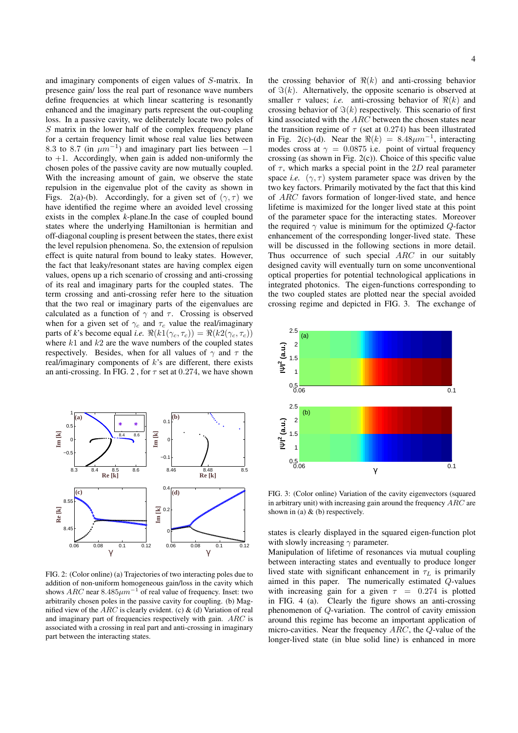and imaginary components of eigen values of $S$-matrix. In presence gain/ loss the real part of resonance wave numbers define frequencies at which linear scattering is resonantly enhanced and the imaginary parts represent the out-coupling loss. In a passive cavity, we deliberately locate two poles of $S$ matrix in the lower half of the complex frequency plane for a certain frequency limit whose real value lies between 8.3 to 8.7 (in $\mu m^{-1}$) and imaginary part lies between $-1$ to $+1$. Accordingly, when gain is added non-uniformly the chosen poles of the passive cavity are now mutually coupled. With the increasing amount of gain, we observe the state repulsion in the eigenvalue plot of the cavity as shown in Figs. 2(a)-(b). Accordingly, for a given set of $(\gamma, \tau)$ we have identified the regime where an avoided level crossing exists in the complex $k$-plane.In the case of coupled bound states where the underlying Hamiltonian is hermitian and off-diagonal coupling is present between the states, there exist the level repulsion phenomena. So, the extension of repulsion effect is quite natural from bound to leaky states. However, the fact that leaky/resonant states are having complex eigen values, opens up a rich scenario of crossing and anti-crossing of its real and imaginary parts for the coupled states. The term crossing and anti-crossing refer here to the situation that the two real or imaginary parts of the eigenvalues are calculated as a function of $\gamma$ and $\tau$. Crossing is observed when for a given set of $\gamma_c$ and $\tau_c$ value the real/imaginary parts of $k$'s become equal *i.e.* $\Re(k1(\gamma_c, \tau_c)) = \Re(k2(\gamma_c, \tau_c))$ where $k1$ and $k2$ are the wave numbers of the coupled states respectively. Besides, when for all values of $\gamma$ and $\tau$ the real/imaginary components of $k$'s are different, there exists an anti-crossing. In FIG. 2 , for $\tau$ set at 0.274, we have shown the crossing behavior of $\Re(k)$ and anti-crossing behavior of $\Im(k)$. Alternatively, the opposite scenario is observed at smaller $\tau$ values; *i.e.* anti-crossing behavior of $\Re(k)$ and crossing behavior of $\Im(k)$ respectively. This scenario of first kind associated with the $ARC$ between the chosen states near the transition regime of $\tau$ (set at 0.274) has been illustrated in Fig. 2(c)-(d). Near the $\Re(k) = 8.48\mu m^{-1}$, interacting modes cross at $\gamma = 0.0875$ i.e. point of virtual frequency crossing (as shown in Fig. 2(c)). Choice of this specific value of $\tau$, which marks a special point in the $2D$ real parameter space *i.e.* $(\gamma, \tau)$ system parameter space was driven by the two key factors. Primarily motivated by the fact that this kind of $ARC$ favors formation of longer-lived state, and hence lifetime is maximized for the longer lived state at this point of the parameter space for the interacting states. Moreover the required $\gamma$ value is minimum for the optimized $Q$-factor enhancement of the corresponding longer-lived state. These will be discussed in the following sections in more detail. Thus occurrence of such special $ARC$ in our suitably designed cavity will eventually turn on some unconventional optical properties for potential technological applications in integrated photonics. The eigen-functions corresponding to the two coupled states are plotted near the special avoided crossing regime and depicted in FIG. 3. The exchange of states is clearly displayed in the squared eigen-function plot with slowly increasing $\gamma$ parameter.

FIG. 2: (Color online) (a) Trajectories of two interacting poles due to addition of non-uniform homogeneous gain/loss in the cavity which shows $ARC$ near $8.485\mu m^{-1}$ of real value of frequency. Inset: two arbitrarily chosen poles in the passive cavity for coupling. (b) Magnified view of the $ARC$ is clearly evident. (c) & (d) Variation of real and imaginary part of frequencies respectively with gain. $ARC$ is associated with a crossing in real part and anti-crossing in imaginary part between the interacting states.

FIG. 3: (Color online) Variation of the cavity eigenvectors (squared in arbitrary unit) with increasing gain around the frequency $ARC$ are shown in (a) & (b) respectively.

Manipulation of lifetime of resonances via mutual coupling between interacting states and eventually to produce longer lived state with significant enhancement in $\tau_L$ is primarily aimed in this paper. The numerically estimated $Q$-values with increasing gain for a given $\tau = 0.274$ is plotted in FIG. 4 (a). Clearly the figure shows an anti-crossing phenomenon of $Q$-variation. The control of cavity emission around this regime has become an important application of micro-cavities. Near the frequency $ARC$, the $Q$-value of the longer-lived state (in blue solid line) is enhanced in more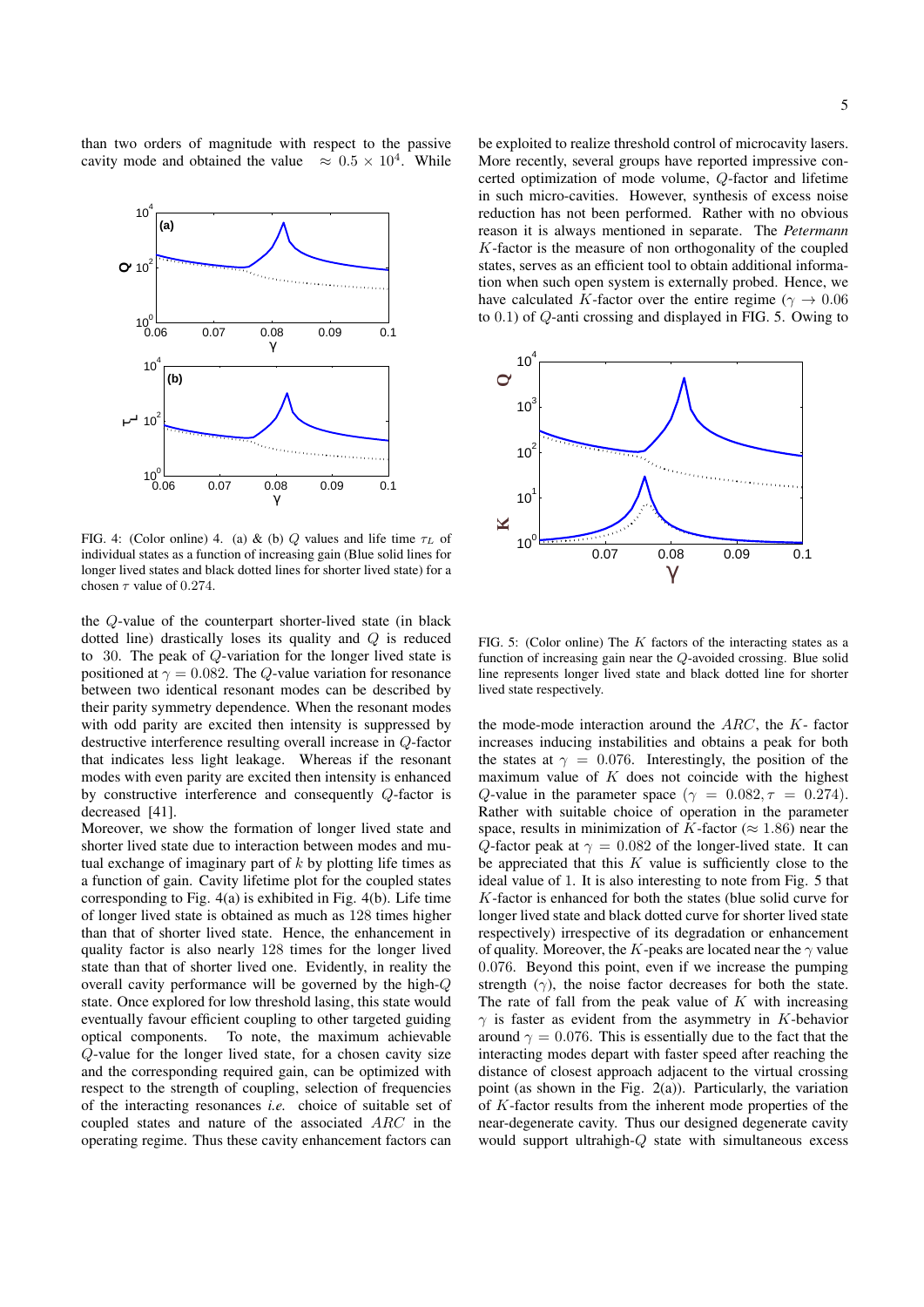than two orders of magnitude with respect to the passive cavity mode and obtained the value $\approx 0.5 \times 10^4$. While

FIG. 4: (Color online) 4. (a) & (b) $Q$ values and life time $\tau_L$ of individual states as a function of increasing gain (Blue solid lines for longer lived states and black dotted lines for shorter lived state) for a chosen $\tau$ value of 0.274.

the $Q$-value of the counterpart shorter-lived state (in black dotted line) drastically loses its quality and $Q$ is reduced to 30. The peak of $Q$-variation for the longer lived state is positioned at $\gamma = 0.082$. The $Q$-value variation for resonance between two identical resonant modes can be described by their parity symmetry dependence. When the resonant modes with odd parity are excited then intensity is suppressed by destructive interference resulting overall increase in $Q$-factor that indicates less light leakage. Whereas if the resonant modes with even parity are excited then intensity is enhanced by constructive interference and consequently $Q$-factor is decreased [41].

Moreover, we show the formation of longer lived state and shorter lived state due to interaction between modes and mutual exchange of imaginary part of $k$ by plotting life times as a function of gain. Cavity lifetime plot for the coupled states corresponding to Fig. 4(a) is exhibited in Fig. 4(b). Life time of longer lived state is obtained as much as 128 times higher than that of shorter lived state. Hence, the enhancement in quality factor is also nearly 128 times for the longer lived state than that of shorter lived one. Evidently, in reality the overall cavity performance will be governed by the high-$Q$ state. Once explored for low threshold lasing, this state would eventually favour efficient coupling to other targeted guiding optical components. To note, the maximum achievable $Q$-value for the longer lived state, for a chosen cavity size and the corresponding required gain, can be optimized with respect to the strength of coupling, selection of frequencies of the interacting resonances *i.e.* choice of suitable set of coupled states and nature of the associated $ARC$ in the operating regime. Thus these cavity enhancement factors can be exploited to realize threshold control of microcavity lasers. More recently, several groups have reported impressive concerted optimization of mode volume, $Q$-factor and lifetime in such micro-cavities. However, synthesis of excess noise reduction has not been performed. Rather with no obvious reason it is always mentioned in separate. The *Petermann* $K$-factor is the measure of non orthogonality of the coupled states, serves as an efficient tool to obtain additional information when such open system is externally probed. Hence, we have calculated $K$-factor over the entire regime ($\gamma \rightarrow 0.06$ to 0.1) of $Q$-anti crossing and displayed in FIG. 5. Owing to

FIG. 5: (Color online) The $K$ factors of the interacting states as a function of increasing gain near the $Q$-avoided crossing. Blue solid line represents longer lived state and black dotted line for shorter lived state respectively.

the mode-mode interaction around the $ARC$, the $K$- factor increases inducing instabilities and obtains a peak for both the states at $\gamma = 0.076$. Interestingly, the position of the maximum value of $K$ does not coincide with the highest $Q$-value in the parameter space ($\gamma = 0.082, \tau = 0.274$). Rather with suitable choice of operation in the parameter space, results in minimization of $K$-factor ($\approx 1.86$) near the $Q$-factor peak at $\gamma = 0.082$ of the longer-lived state. It can be appreciated that this $K$ value is sufficiently close to the ideal value of 1. It is also interesting to note from Fig. 5 that $K$-factor is enhanced for both the states (blue solid curve for longer lived state and black dotted curve for shorter lived state respectively) irrespective of its degradation or enhancement of quality. Moreover, the $K$-peaks are located near the $\gamma$ value 0.076. Beyond this point, even if we increase the pumping strength ($\gamma$), the noise factor decreases for both the state. The rate of fall from the peak value of $K$ with increasing $\gamma$ is faster as evident from the asymmetry in $K$-behavior around $\gamma = 0.076$. This is essentially due to the fact that the interacting modes depart with faster speed after reaching the distance of closest approach adjacent to the virtual crossing point (as shown in the Fig. 2(a)). Particularly, the variation of $K$-factor results from the inherent mode properties of the near-degenerate cavity. Thus our designed degenerate cavity would support ultrahigh-$Q$ state with simultaneous excess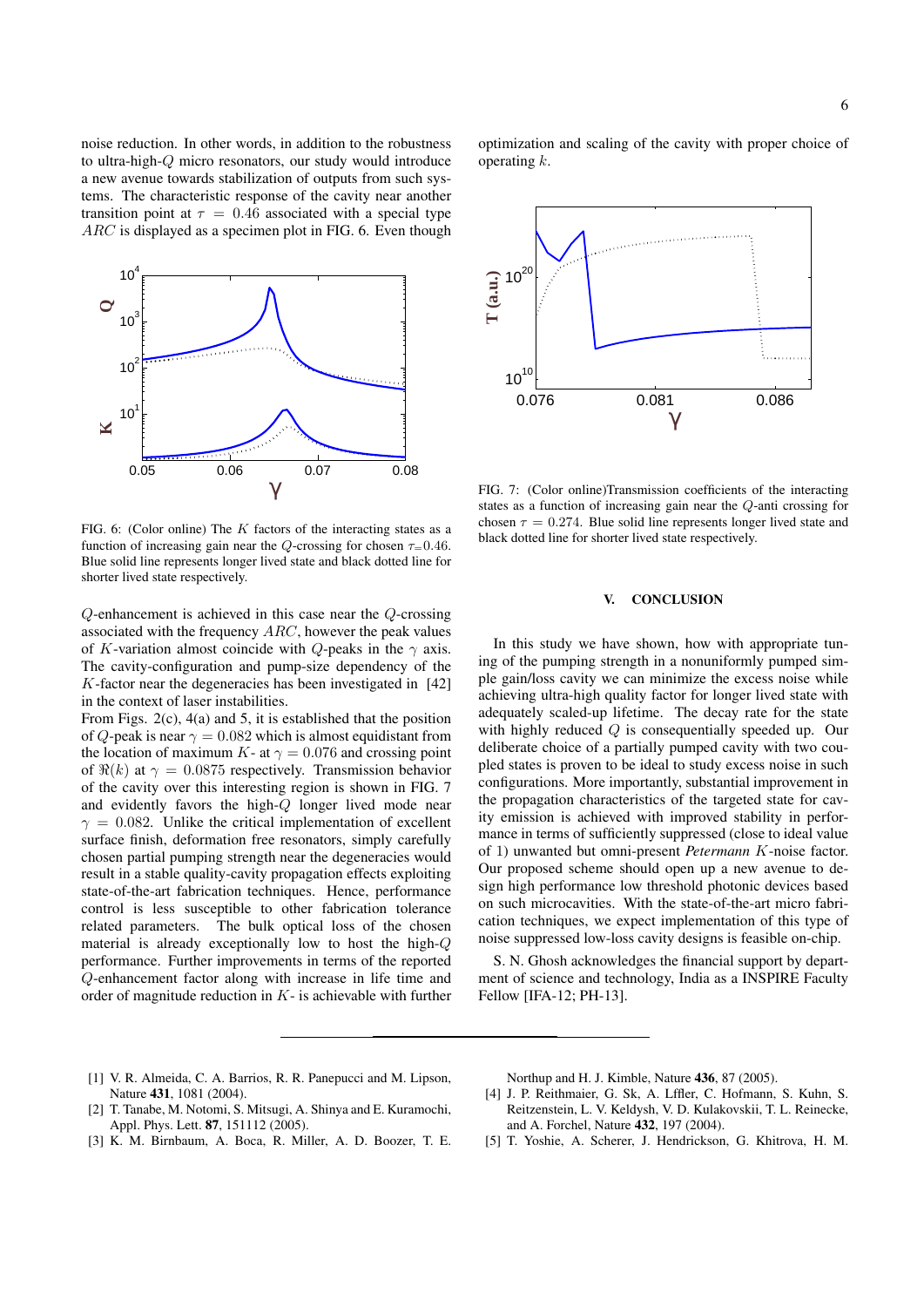noise reduction. In other words, in addition to the robustness to ultra-high-$Q$ micro resonators, our study would introduce a new avenue towards stabilization of outputs from such systems. The characteristic response of the cavity near another transition point at $\tau = 0.46$ associated with a special type $ARC$ is displayed as a specimen plot in FIG. 6. Even though $Q$-enhancement is achieved in this case near the $Q$-crossing associated with the frequency $ARC$, however the peak values of $K$-variation almost coincide with $Q$-peaks in the $\gamma$ axis. The cavity-configuration and pump-size dependency of the $K$-factor near the degeneracies has been investigated in [42] in the context of laser instabilities.

FIG. 6: (Color online) The $K$ factors of the interacting states as a function of increasing gain near the $Q$-crossing for chosen $\tau$=0.46. Blue solid line represents longer lived state and black dotted line for shorter lived state respectively.

From Figs. 2(c), 4(a) and 5, it is established that the position of $Q$-peak is near $\gamma = 0.082$ which is almost equidistant from the location of maximum $K$- at $\gamma = 0.076$ and crossing point of $\Re(k)$ at $\gamma = 0.0875$ respectively. Transmission behavior of the cavity over this interesting region is shown in FIG. 7 and evidently favors the high-$Q$ longer lived mode near $\gamma = 0.082$. Unlike the critical implementation of excellent surface finish, deformation free resonators, simply carefully chosen partial pumping strength near the degeneracies would result in a stable quality-cavity propagation effects exploiting state-of-the-art fabrication techniques. Hence, performance control is less susceptible to other fabrication tolerance related parameters. The bulk optical loss of the chosen material is already exceptionally low to host the high-$Q$ performance. Further improvements in terms of the reported $Q$-enhancement factor along with increase in life time and order of magnitude reduction in $K$- is achievable with further optimization and scaling of the cavity with proper choice of operating $k$.

FIG. 7: (Color online)Transmission coefficients of the interacting states as a function of increasing gain near the $Q$-anti crossing for chosen $\tau = 0.274$. Blue solid line represents longer lived state and black dotted line for shorter lived state respectively.

## V. CONCLUSION

In this study we have shown, how with appropriate tuning of the pumping strength in a nonuniformly pumped simple gain/loss cavity we can minimize the excess noise while achieving ultra-high quality factor for longer lived state with adequately scaled-up lifetime. The decay rate for the state with highly reduced $Q$ is consequentially speeded up. Our deliberate choice of a partially pumped cavity with two coupled states is proven to be ideal to study excess noise in such configurations. More importantly, substantial improvement in the propagation characteristics of the targeted state for cavity emission is achieved with improved stability in performance in terms of sufficiently suppressed (close to ideal value of 1) unwanted but omni-present *Petermann* $K$-noise factor. Our proposed scheme should open up a new avenue to design high performance low threshold photonic devices based on such microcavities. With the state-of-the-art micro fabrication techniques, we expect implementation of this type of noise suppressed low-loss cavity designs is feasible on-chip.

S. N. Ghosh acknowledges the financial support by department of science and technology, India as a INSPIRE Faculty Fellow [IFA-12; PH-13].

---

[1] V. R. Almeida, C. A. Barrios, R. R. Panepucci and M. Lipson, Nature **431**, 1081 (2004).

[2] T. Tanabe, M. Notomi, S. Mitsugi, A. Shinya and E. Kuramochi, Appl. Phys. Lett. **87**, 151112 (2005).

[3] K. M. Birnbaum, A. Boca, R. Miller, A. D. Boozer, T. E. Northup and H. J. Kimble, Nature **436**, 87 (2005).

[4] J. P. Reithmaier, G. Sk, A. Lffler, C. Hofmann, S. Kuhn, S. Reitzenstein, L. V. Keldysh, V. D. Kulakovskii, T. L. Reinecke, and A. Forchel, Nature **432**, 197 (2004).

[5] T. Yoshie, A. Scherer, J. Hendrickson, G. Khitrova, H. M.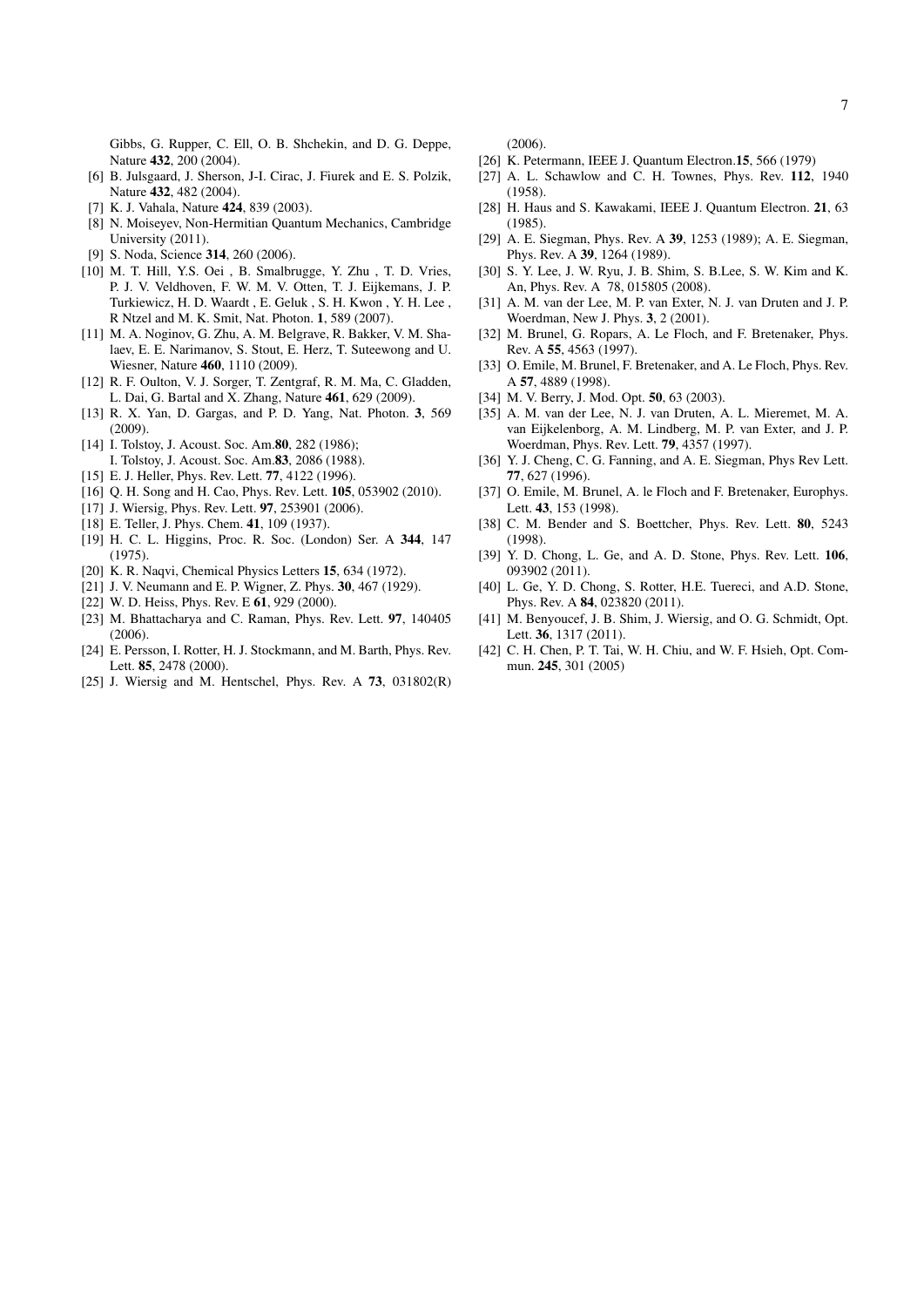Gibbs, G. Rupper, C. Ell, O. B. Shchekin, and D. G. Deppe, Nature **432**, 200 (2004).

[6] B. Julsgaard, J. Sherson, J-I. Cirac, J. Fiurek and E. S. Polzik, Nature **432**, 482 (2004).

[7] K. J. Vahala, Nature **424**, 839 (2003).

[8] N. Moiseyev, Non-Hermitian Quantum Mechanics, Cambridge University (2011).

[9] S. Noda, Science **314**, 260 (2006).

[10] M. T. Hill, Y.S. Oei , B. Smalbrugge, Y. Zhu , T. D. Vries, P. J. V. Veldhoven, F. W. M. V. Otten, T. J. Eijkemans, J. P. Turkiewicz, H. D. Waardt , E. Geluk , S. H. Kwon , Y. H. Lee , R Ntzel and M. K. Smit, Nat. Photon. **1**, 589 (2007).

[11] M. A. Noginov, G. Zhu, A. M. Belgrave, R. Bakker, V. M. Shalaev, E. E. Narimanov, S. Stout, E. Herz, T. Suteewong and U. Wiesner, Nature **460**, 1110 (2009).

[12] R. F. Oulton, V. J. Sorger, T. Zentgraf, R. M. Ma, C. Gladden, L. Dai, G. Bartal and X. Zhang, Nature **461**, 629 (2009).

[13] R. X. Yan, D. Gargas, and P. D. Yang, Nat. Photon. **3**, 569 (2009).

[14] I. Tolstoy, J. Acoust. Soc. Am.**80**, 282 (1986);
I. Tolstoy, J. Acoust. Soc. Am.**83**, 2086 (1988).

[15] E. J. Heller, Phys. Rev. Lett. **77**, 4122 (1996).

[16] Q. H. Song and H. Cao, Phys. Rev. Lett. **105**, 053902 (2010).

[17] J. Wiersig, Phys. Rev. Lett. **97**, 253901 (2006).

[18] E. Teller, J. Phys. Chem. **41**, 109 (1937).

[19] H. C. L. Higgins, Proc. R. Soc. (London) Ser. A **344**, 147 (1975).

[20] K. R. Naqvi, Chemical Physics Letters **15**, 634 (1972).

[21] J. V. Neumann and E. P. Wigner, Z. Phys. **30**, 467 (1929).

[22] W. D. Heiss, Phys. Rev. E **61**, 929 (2000).

[23] M. Bhattacharya and C. Raman, Phys. Rev. Lett. **97**, 140405 (2006).

[24] E. Persson, I. Rotter, H. J. Stockmann, and M. Barth, Phys. Rev. Lett. **85**, 2478 (2000).

[25] J. Wiersig and M. Hentschel, Phys. Rev. A **73**, 031802(R) (2006).

[26] K. Petermann, IEEE J. Quantum Electron.**15**, 566 (1979)

[27] A. L. Schawlow and C. H. Townes, Phys. Rev. **112**, 1940 (1958).

[28] H. Haus and S. Kawakami, IEEE J. Quantum Electron. **21**, 63 (1985).

[29] A. E. Siegman, Phys. Rev. A **39**, 1253 (1989); A. E. Siegman, Phys. Rev. A **39**, 1264 (1989).

[30] S. Y. Lee, J. W. Ryu, J. B. Shim, S. B.Lee, S. W. Kim and K. An, Phys. Rev. A 78, 015805 (2008).

[31] A. M. van der Lee, M. P. van Exter, N. J. van Druten and J. P. Woerdman, New J. Phys. **3**, 2 (2001).

[32] M. Brunel, G. Ropars, A. Le Floch, and F. Bretenaker, Phys. Rev. A **55**, 4563 (1997).

[33] O. Emile, M. Brunel, F. Bretenaker, and A. Le Floch, Phys. Rev. A **57**, 4889 (1998).

[34] M. V. Berry, J. Mod. Opt. **50**, 63 (2003).

[35] A. M. van der Lee, N. J. van Druten, A. L. Mieremet, M. A. van Eijkelenborg, A. M. Lindberg, M. P. van Exter, and J. P. Woerdman, Phys. Rev. Lett. **79**, 4357 (1997).

[36] Y. J. Cheng, C. G. Fanning, and A. E. Siegman, Phys Rev Lett. **77**, 627 (1996).

[37] O. Emile, M. Brunel, A. le Floch and F. Bretenaker, Europhys. Lett. **43**, 153 (1998).

[38] C. M. Bender and S. Boettcher, Phys. Rev. Lett. **80**, 5243 (1998).

[39] Y. D. Chong, L. Ge, and A. D. Stone, Phys. Rev. Lett. **106**, 093902 (2011).

[40] L. Ge, Y. D. Chong, S. Rotter, H.E. Tuereci, and A.D. Stone, Phys. Rev. A **84**, 023820 (2011).

[41] M. Benyoucef, J. B. Shim, J. Wiersig, and O. G. Schmidt, Opt. Lett. **36**, 1317 (2011).

[42] C. H. Chen, P. T. Tai, W. H. Chiu, and W. F. Hsieh, Opt. Commun. **245**, 301 (2005)